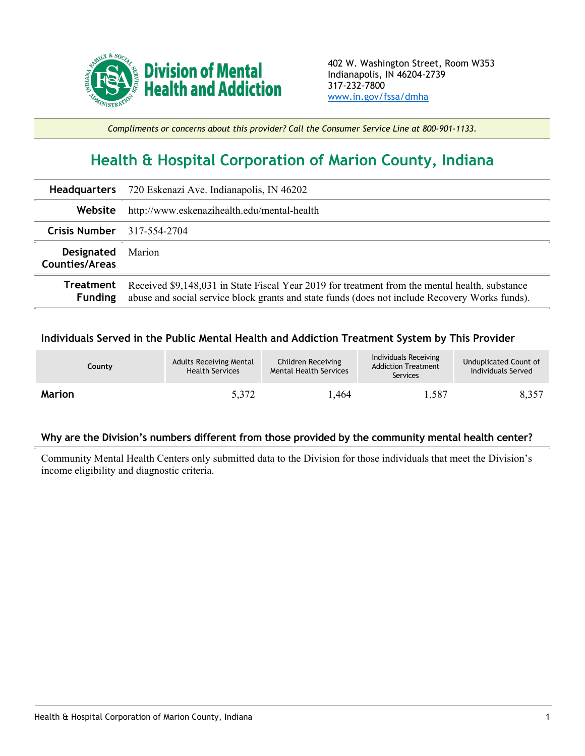Division of Mental Health and Addiction

402 W. Washington Street, Room W353
Indianapolis, IN 46204-2739
317-232-7800
www.in.gov/fssa/dmha

*Compliments or concerns about this provider? Call the Consumer Service Line at 800-901-1133.*

# Health & Hospital Corporation of Marion County, Indiana

| | |
|---|---|
| **Headquarters** | 720 Eskenazi Ave. Indianapolis, IN 46202 |
| **Website** | http://www.eskenazihealth.edu/mental-health |
| **Crisis Number** | 317-554-2704 |
| **Designated Counties/Areas** | Marion |
| **Treatment Funding** | Received $9,148,031 in State Fiscal Year 2019 for treatment from the mental health, substance abuse and social service block grants and state funds (does not include Recovery Works funds). |

### Individuals Served in the Public Mental Health and Addiction Treatment System by This Provider

| County | Adults Receiving Mental Health Services | Children Receiving Mental Health Services | Individuals Receiving Addiction Treatment Services | Unduplicated Count of Individuals Served |
|---|---|---|---|---|
| **Marion** | 5,372 | 1,464 | 1,587 | 8,357 |

### Why are the Division's numbers different from those provided by the community mental health center?

Community Mental Health Centers only submitted data to the Division for those individuals that meet the Division's income eligibility and diagnostic criteria.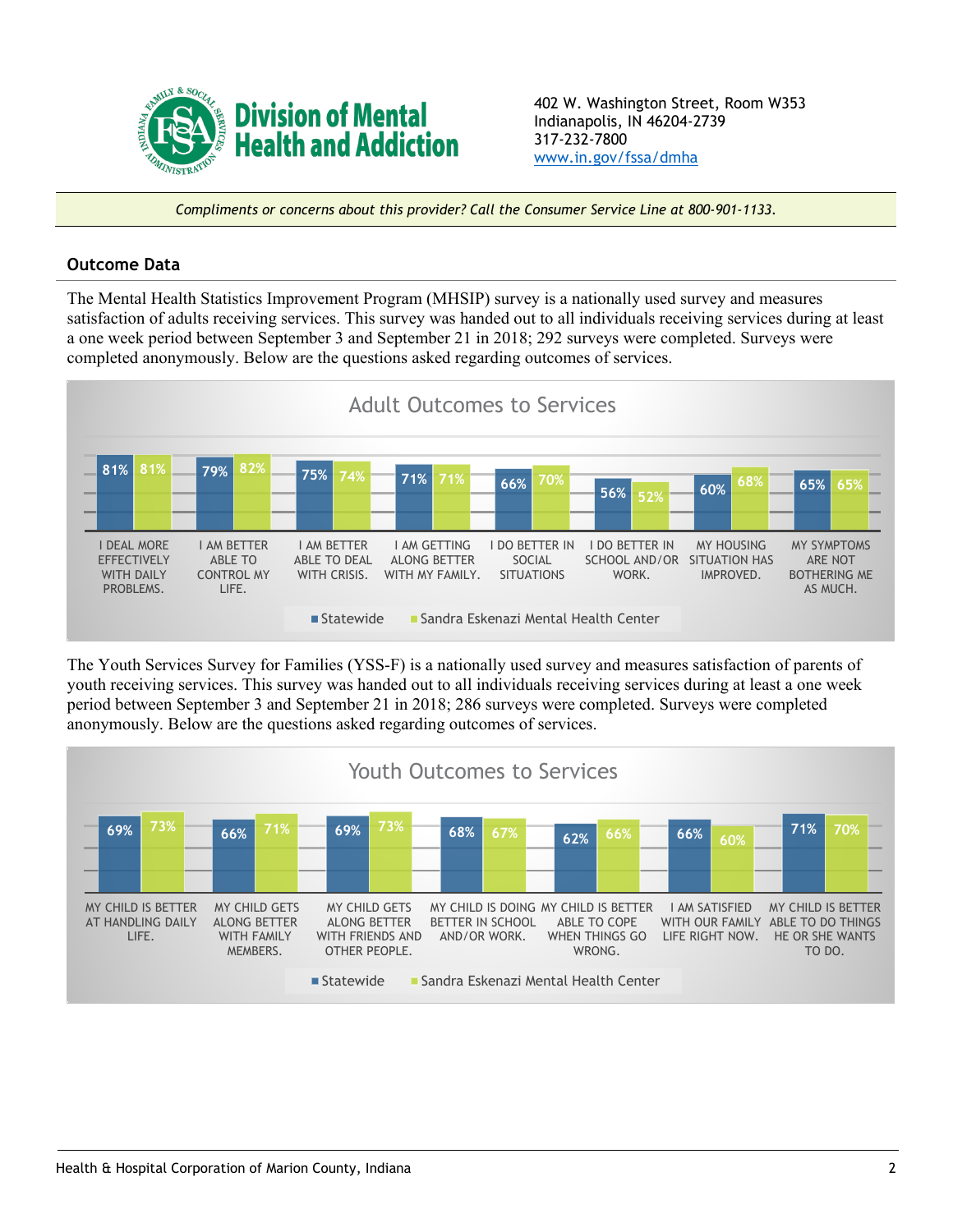Division of Mental Health and Addiction

402 W. Washington Street, Room W353
Indianapolis, IN 46204-2739
317-232-7800
www.in.gov/fssa/dmha

*Compliments or concerns about this provider? Call the Consumer Service Line at 800-901-1133.*

## Outcome Data

The Mental Health Statistics Improvement Program (MHSIP) survey is a nationally used survey and measures satisfaction of adults receiving services. This survey was handed out to all individuals receiving services during at least a one week period between September 3 and September 21 in 2018; 292 surveys were completed. Surveys were completed anonymously. Below are the questions asked regarding outcomes of services.

Adult Outcomes to Services

81% 81%
I DEAL MORE EFFECTIVELY WITH DAILY PROBLEMS.

79% 82%
I AM BETTER ABLE TO CONTROL MY LIFE.

75% 74%
I AM BETTER ABLE TO DEAL WITH CRISIS.

71% 71%
I AM GETTING ALONG BETTER WITH MY FAMILY.

66% 70%
I DO BETTER IN SOCIAL SITUATIONS

56% 52%
I DO BETTER IN SCHOOL AND/OR WORK.

60% 68%
MY HOUSING SITUATION HAS IMPROVED.

65% 65%
MY SYMPTOMS ARE NOT BOTHERING ME AS MUCH.

Statewide
Sandra Eskenazi Mental Health Center

The Youth Services Survey for Families (YSS-F) is a nationally used survey and measures satisfaction of parents of youth receiving services. This survey was handed out to all individuals receiving services during at least a one week period between September 3 and September 21 in 2018; 286 surveys were completed. Surveys were completed anonymously. Below are the questions asked regarding outcomes of services.

Youth Outcomes to Services

69% 73%
MY CHILD IS BETTER AT HANDLING DAILY LIFE.

66% 71%
MY CHILD GETS ALONG BETTER WITH FAMILY MEMBERS.

69% 73%
MY CHILD GETS ALONG BETTER WITH FRIENDS AND OTHER PEOPLE.

68% 67%
MY CHILD IS DOING BETTER IN SCHOOL AND/OR WORK.

62% 66%
MY CHILD IS BETTER ABLE TO COPE WHEN THINGS GO WRONG.

66% 60%
I AM SATISFIED WITH OUR FAMILY LIFE RIGHT NOW.

71% 70%
MY CHILD IS BETTER ABLE TO DO THINGS HE OR SHE WANTS TO DO.

Statewide
Sandra Eskenazi Mental Health Center